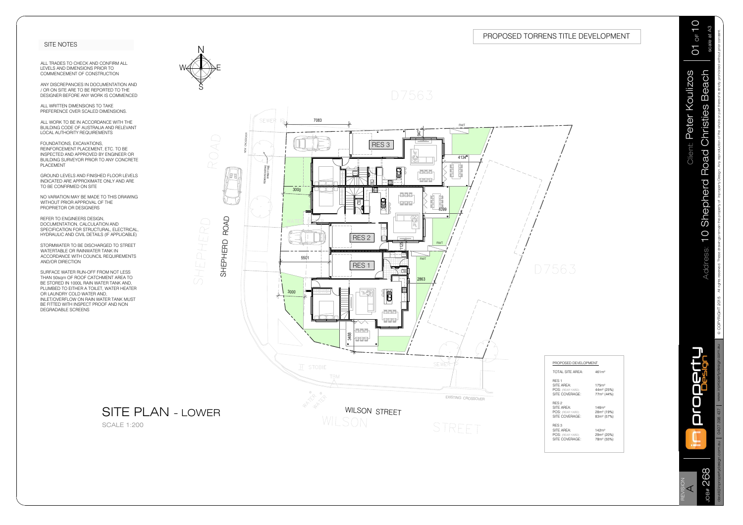# PROPOSED TORRENS TITLE DEVELOPMENT

## SITE NOTES

ALL TRADES TO CHECK AND CONFIRM ALL LEVELS AND DIMENSIONS PRIOR TO COMMENCEMENT OF CONSTRUCTION

ANY DISCREPANCIES IN DOCUMENTATION AND / OR ON SITE ARE TO BE REPORTED TO THE DESIGNER BEFORE ANY WORK IS COMMENCED

ALL WRITTEN DIMENSIONS TO TAKE PREFERENCE OVER SCALED DIMENSIONS.

ALL WORK TO BE IN ACCORDANCE WITH THE BUILDING CODE OF AUSTRALIA AND RELEVANT LOCAL AUTHORITY REQUIREMENTS

FOUNDATIONS, EXCAVATIONS, REINFORCEMENT PLACEMENT, ETC. TO BE INSPECTED AND APPROVED BY ENGINEER OR BUILDING SURVEYOR PRIOR TO ANY CONCRETE PLACEMENT

GROUND LEVELS AND FINISHED FLOOR LEVELS INDICATED ARE APPROXIMATE ONLY AND ARE TO BE CONFIRMED ON SITE

NO VARIATION MAY BE MADE TO THIS DRAWING WITHOUT PRIOR APPROVAL OF THE PROPRIETOR OR DESIGNERS

REFER TO ENGINEERS DESIGN, DOCUMENTATION, CALCULATION AND SPECIFICATION FOR STRUCTURAL, ELECTRICAL, HYDRAULIC AND CIVIL DETAILS (IF APPLICABLE)

STORMWATER TO BE DISCHARGED TO STREET WATERTABLE OR RAINWATER TANK IN ACCORDANCE WITH COUNCIL REQUIREMENTS AND/OR DIRECTION

SURFACE WATER RUN-OFF FROM NOT LESS THAN 50sqm OF ROOF CATCHMENT AREA TO BE STORED IN 1000L RAIN WATER TANK AND, PLUMBED TO EITHER A TOILET, WATER HEATER OR LAUNDRY COLD WATER AND, INLET/OVERFLOW ON RAIN WATER TANK MUST BE FITTED WITH INSPECT PROOF AND NON DEGRADABLE SCREENS

SHEPHERD ROAD

WILSON STREET

D7563

RES 1 · RES 2 · RES 3

## SITE PLAN - LOWER

SCALE 1:200

### PROPOSED DEVELOPMENT

| | |
|---|---|
| TOTAL SITE AREA: | 461m² |
| **RES 1** | |
| SITE AREA: | 175m² |
| POS: (REAR YARD) | 44m² (25%) |
| SITE COVERAGE: | 77m² (44%) |
| **RES 2** | |
| SITE AREA: | 146m² |
| POS: (REAR YARD) | 28m² (19%) |
| SITE COVERAGE: | 83m² (57%) |
| **RES 3** | |
| SITE AREA: | 142m² |
| POS: (REAR YARD) | 29m² (20%) |
| SITE COVERAGE: | 78m² (55%) |

Client: Peter Koulizos

Address: 10 Shepherd Road Christies Beach

scale at A3

REVISION A

JOB# 268

in property Design

david@inpropertydesign.com.au | 0407 358 437 | www.inpropertydesign.com.au

© COPYRIGHT 2015 All rights reserved. These drawings remain the property of Inproperty Design. Any reproduction of the whole or part thereof is strictly prohibited without prior consent.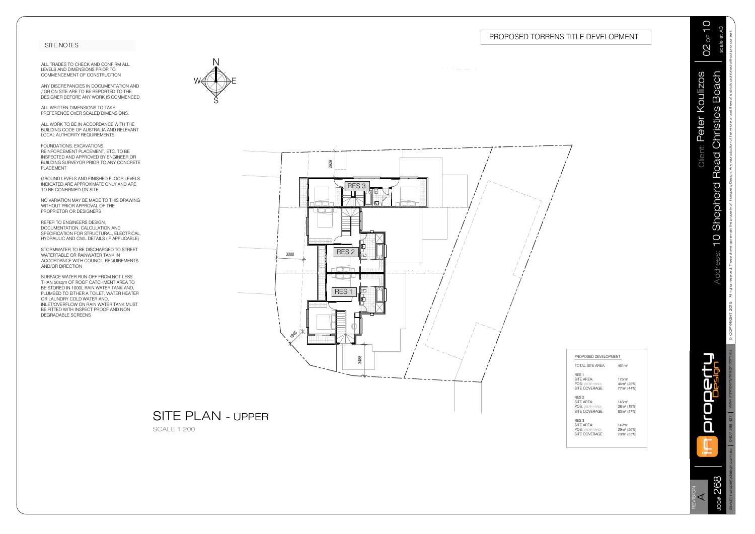# PROPOSED TORRENS TITLE DEVELOPMENT

## SITE NOTES

ALL TRADES TO CHECK AND CONFIRM ALL LEVELS AND DIMENSIONS PRIOR TO COMMENCEMENT OF CONSTRUCTION

ANY DISCREPANCIES IN DOCUMENTATION AND / OR ON SITE ARE TO BE REPORTED TO THE DESIGNER BEFORE ANY WORK IS COMMENCED

ALL WRITTEN DIMENSIONS TO TAKE PREFERENCE OVER SCALED DIMENSIONS.

ALL WORK TO BE IN ACCORDANCE WITH THE BUILDING CODE OF AUSTRALIA AND RELEVANT LOCAL AUTHORITY REQUIREMENTS

FOUNDATIONS, EXCAVATIONS, REINFORCEMENT PLACEMENT, ETC. TO BE INSPECTED AND APPROVED BY ENGINEER OR BUILDING SURVEYOR PRIOR TO ANY CONCRETE PLACEMENT

GROUND LEVELS AND FINISHED FLOOR LEVELS INDICATED ARE APPROXIMATE ONLY AND ARE TO BE CONFIRMED ON SITE

NO VARIATION MAY BE MADE TO THIS DRAWING WITHOUT PRIOR APPROVAL OF THE PROPRIETOR OR DESIGNERS

REFER TO ENGINEERS DESIGN, DOCUMENTATION, CALCULATION AND SPECIFICATION FOR STRUCTURAL, ELECTRICAL, HYDRAULIC AND CIVIL DETAILS (IF APPLICABLE)

STORMWATER TO BE DISCHARGED TO STREET WATERTABLE OR RAINWATER TANK IN ACCORDANCE WITH COUNCIL REQUIREMENTS AND/OR DIRECTION

SURFACE WATER RUN-OFF FROM NOT LESS THAN 50sqm OF ROOF CATCHMENT AREA TO BE STORED IN 1000L RAIN WATER TANK AND, PLUMBED TO EITHER A TOILET, WATER HEATER OR LAUNDRY COLD WATER AND, INLET/OVERFLOW ON RAIN WATER TANK MUST BE FITTED WITH INSPECT PROOF AND NON DEGRADABLE SCREENS

N / E / S / W

RES 3

RES 2

RES 1

2929

3000

1845

3488

## SITE PLAN - UPPER

SCALE 1:200

| PROPOSED DEVELOPMENT | |
|---|---|
| TOTAL SITE AREA: | 461m² |
| **RES 1** | |
| SITE AREA: | 175m² |
| POS: (REAR YARD) | 44m² (25%) |
| SITE COVERAGE: | 77m² (44%) |
| **RES 2** | |
| SITE AREA: | 146m² |
| POS: (REAR YARD) | 28m² (19%) |
| SITE COVERAGE: | 83m² (57%) |
| **RES 3** | |
| SITE AREA: | 142m² |
| POS: (REAR YARD) | 29m² (20%) |
| SITE COVERAGE: | 78m² (55%) |

Client: Peter Koulizos

Address: 10 Shepherd Road Christies Beach

scale at A3

© COPYRIGHT 2015 All rights reserved. These drawings remain the property of Improperty Design. Any reproduction of the whole or part thereof is strictly prohibited without prior consent.

improperty Design

david@impropertydesign.com.au | 0407 356 437 | www.impropertydesign.com.au

REVISION A

JOB# 268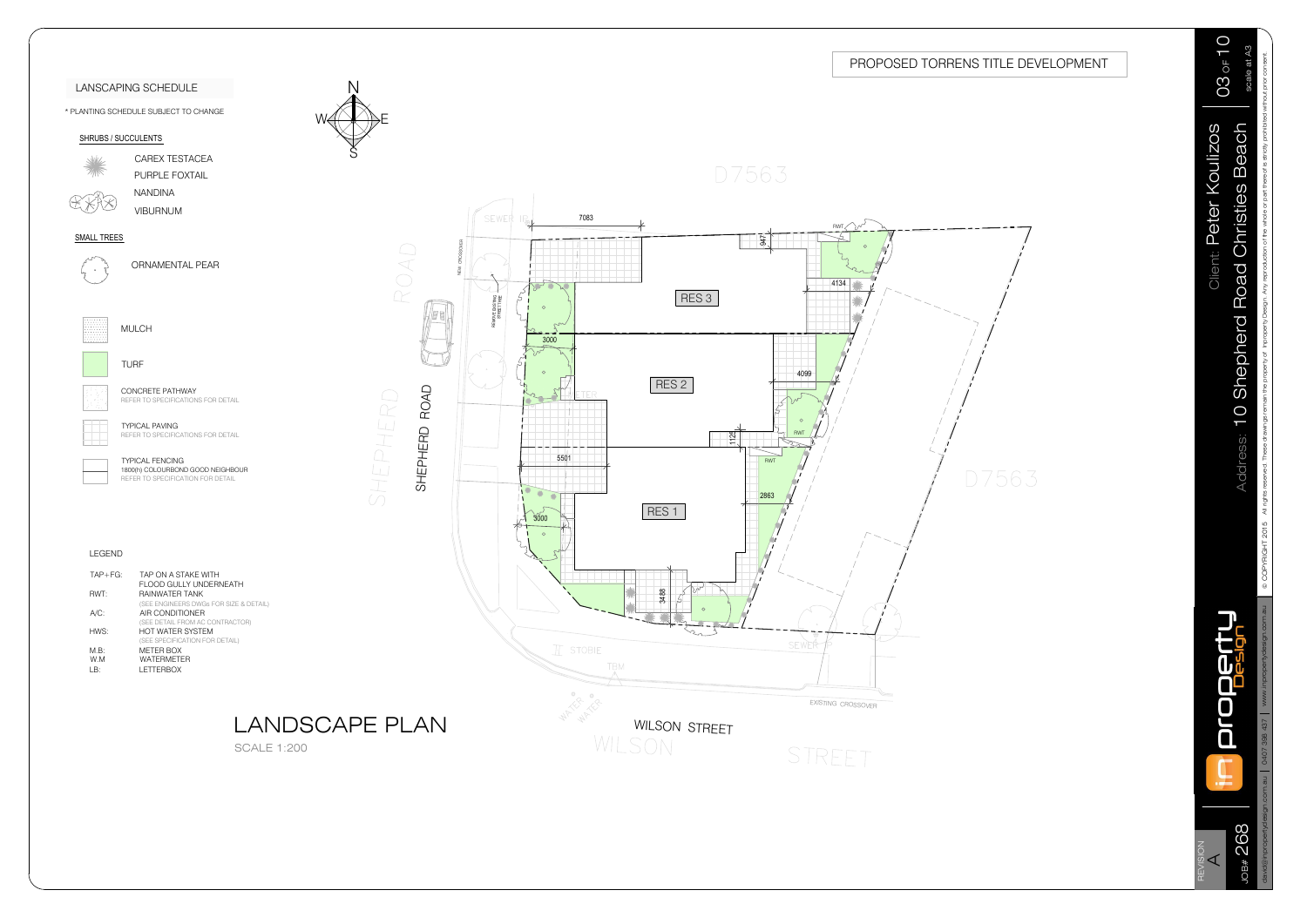# PROPOSED TORRENS TITLE DEVELOPMENT

## LANSCAPING SCHEDULE

* PLANTING SCHEDULE SUBJECT TO CHANGE

### SHRUBS / SUCCULENTS

- CAREX TESTACEA
- PURPLE FOXTAIL
- NANDINA
- VIBURNUM

### SMALL TREES

- ORNAMENTAL PEAR

- MULCH
- TURF
- CONCRETE PATHWAY
  REFER TO SPECIFICATIONS FOR DETAIL
- TYPICAL PAVING
  REFER TO SPECIFICATIONS FOR DETAIL
- TYPICAL FENCING
  1800(h) COLOURBOND GOOD NEIGHBOUR
  REFER TO SPECIFICATION FOR DETAIL

### LEGEND

| | |
|---|---|
| TAP+FG: | TAP ON A STAKE WITH FLOOD GULLY UNDERNEATH |
| RWT: | RAINWATER TANK (SEE ENGINEERS DWGs FOR SIZE & DETAIL) |
| A/C: | AIR CONDITIONER (SEE DETAIL FROM AC CONTRACTOR) |
| HWS: | HOT WATER SYSTEM (SEE SPECIFICATION FOR DETAIL) |
| M.B: | METER BOX |
| W.M | WATERMETER |
| LB: | LETTERBOX |

D7563

SHEPHERD ROAD

RES 3

RES 2

RES 1

7083, 947, 4134, 3000, 4099, 1126, 5501, 2863, 3000, 3488

RWT

SEWER IP

NEW CROSSOVER

REMOVE EXISTING STREET TREE

STOBIE

TBM

WATER WATER

SEWER

EXISTING CROSSOVER

WILSON STREET

## LANDSCAPE PLAN

SCALE 1:200

Client: Peter Koulizos

Address: 10 Shepherd Road Christies Beach

scale at A3

© COPYRIGHT 2015 All rights reserved. These drawings remain the property of Improperty Design. Any reproduction of the whole or part thereof is strictly prohibited without prior consent.

improperty Design

david@impropertydesign.com.au | 0407 356 437 | www.impropertydesign.com.au

REVISION A

JOB# 268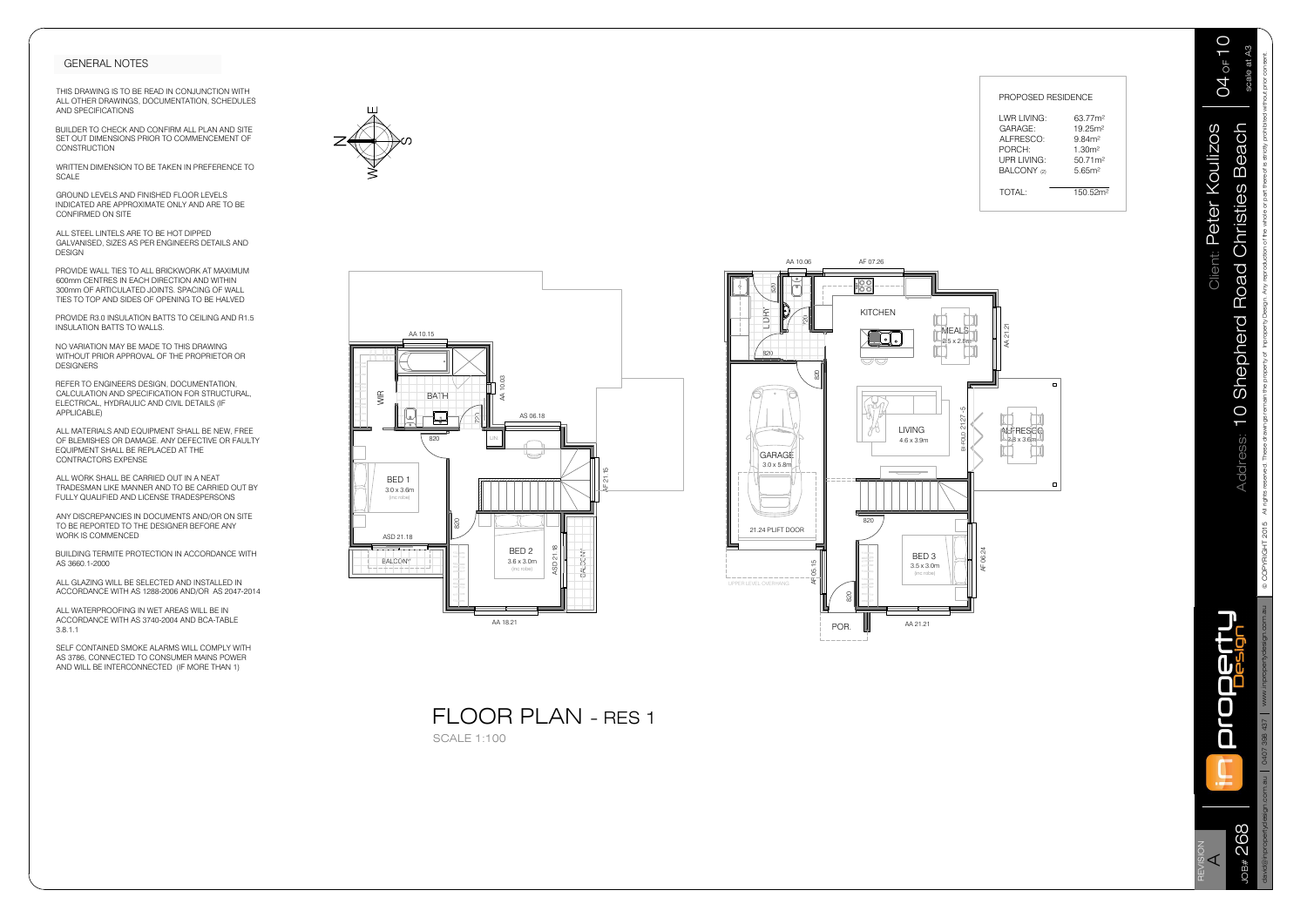## GENERAL NOTES

THIS DRAWING IS TO BE READ IN CONJUNCTION WITH ALL OTHER DRAWINGS, DOCUMENTATION, SCHEDULES AND SPECIFICATIONS

BUILDER TO CHECK AND CONFIRM ALL PLAN AND SITE SET OUT DIMENSIONS PRIOR TO COMMENCEMENT OF CONSTRUCTION

WRITTEN DIMENSION TO BE TAKEN IN PREFERENCE TO SCALE

GROUND LEVELS AND FINISHED FLOOR LEVELS INDICATED ARE APPROXIMATE ONLY AND ARE TO BE CONFIRMED ON SITE

ALL STEEL LINTELS ARE TO BE HOT DIPPED GALVANISED, SIZES AS PER ENGINEERS DETAILS AND DESIGN

PROVIDE WALL TIES TO ALL BRICKWORK AT MAXIMUM 600mm CENTRES IN EACH DIRECTION AND WITHIN 300mm OF ARTICULATED JOINTS. SPACING OF WALL TIES TO TOP AND SIDES OF OPENING TO BE HALVED

PROVIDE R3.0 INSULATION BATTS TO CEILING AND R1.5 INSULATION BATTS TO WALLS.

NO VARIATION MAY BE MADE TO THIS DRAWING WITHOUT PRIOR APPROVAL OF THE PROPRIETOR OR DESIGNERS

REFER TO ENGINEERS DESIGN, DOCUMENTATION, CALCULATION AND SPECIFICATION FOR STRUCTURAL, ELECTRICAL, HYDRAULIC AND CIVIL DETAILS (IF APPLICABLE)

ALL MATERIALS AND EQUIPMENT SHALL BE NEW, FREE OF BLEMISHES OR DAMAGE. ANY DEFECTIVE OR FAULTY EQUIPMENT SHALL BE REPLACED AT THE CONTRACTORS EXPENSE

ALL WORK SHALL BE CARRIED OUT IN A NEAT TRADESMAN LIKE MANNER AND TO BE CARRIED OUT BY FULLY QUALIFIED AND LICENSE TRADESPERSONS

ANY DISCREPANCIES IN DOCUMENTS AND/OR ON SITE TO BE REPORTED TO THE DESIGNER BEFORE ANY WORK IS COMMENCED

BUILDING TERMITE PROTECTION IN ACCORDANCE WITH AS 3660.1-2000

ALL GLAZING WILL BE SELECTED AND INSTALLED IN ACCORDANCE WITH AS 1288-2006 AND/OR AS 2047-2014

ALL WATERPROOFING IN WET AREAS WILL BE IN ACCORDANCE WITH AS 3740-2004 AND BCA-TABLE 3.8.1.1

SELF CONTAINED SMOKE ALARMS WILL COMPLY WITH AS 3786, CONNECTED TO CONSUMER MAINS POWER AND WILL BE INTERCONNECTED (IF MORE THAN 1)

## PROPOSED RESIDENCE

| | |
|---|---|
| LWR LIVING: | 63.77m² |
| GARAGE: | 19.25m² |
| ALFRESCO: | 9.84m² |
| PORCH: | 1.30m² |
| UPR LIVING: | 50.71m² |
| BALCONY (2) | 5.65m² |
| TOTAL: | 150.52m² |

# FLOOR PLAN - RES 1

SCALE 1:100

Client: Peter Koulizos

Address: 10 Shepherd Road Christies Beach

scale at A3

REVISION A

JOB# 268

© COPYRIGHT 2015 All rights reserved. These drawings remain the property of Improperty Design. Any reproduction of the whole or part thereof is strictly prohibited without prior consent.

david@impropertydesign.com.au | 0407 398 437 | www.impropertydesign.com.au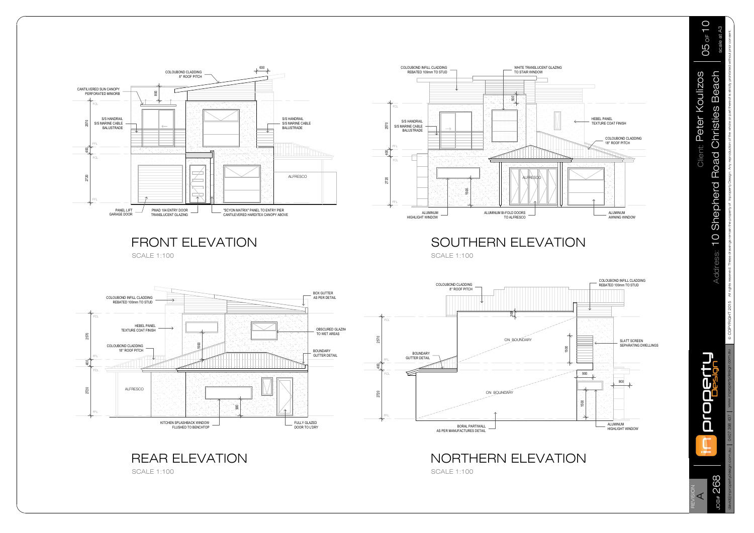## FRONT ELEVATION

SCALE 1:100

- COLOUBOND CLADDING 8° ROOF PITCH
- 600
- CANTILEVERED SUN CANOPY PERFORATED MINIORB
- 800
- FCL
- S/S HANDRAIL S/S MARINE CABLE BALUSTRADE
- 2570
- FFL
- 400
- FCL
- 2720
- ALFRESCO
- FFL
- PANEL LIFT GARAGE DOOR
- PMAD 104 ENTRY DOOR TRANSLUCENT GLAZING
- "SCYON MATRIX" PANEL TO ENTRY PIER CANTILEVERED HARDITEX CANOPY ABOVE

## SOUTHERN ELEVATION

SCALE 1:100

- COLOUBOND INFILL CLADDING REBATED 100mm TO STUD
- WHITE TRANSLUCENT GLAZING TO STAIR WINDOW
- 500
- FCL
- S/S HANDRAIL S/S MARINE CABLE BALUSTRADE
- HEBEL PANEL TEXTURE COAT FINISH
- COLOUBOND CLADDING 18° ROOF PITCH
- 2570
- FFL
- 400
- FCL
- ALFRESCO
- 1500
- 2720
- FFL
- ALUMINUM HIGHLIGHT WINDOW
- ALUMINUM BI-FOLD DOORS TO ALFRESCO
- ALUMINUM AWNING WINDOW

## REAR ELEVATION

SCALE 1:100

- COLOUBOND INFILL CLADDING REBATED 100mm TO STUD
- BOX GUTTER AS PER DETAIL
- FCL
- HEBEL PANEL TEXTURE COAT FINISH
- OBSCURED GLAZING TO WET AREAS
- 1500
- COLOUBOND CLADDING 18° ROOF PITCH
- BOUNDARY GUTTER DETAIL
- 2570
- FFL
- 400
- FCL
- ALFRESCO
- 2720
- 900
- FFL
- KITCHEN SPLASHBACK WINDOW FLUSHED TO BENCHTOP
- FULLY GLAZED DOOR TO L'DRY

## NORTHERN ELEVATION

SCALE 1:100

- COLOUBOND CLADDING 8° ROOF PITCH
- COLOUBOND INFILL CLADDING REBATED 100mm TO STUD
- 300
- FCL
- ON BOUNDARY
- 1500
- SLATT SCREEN SEPARATING DWELLINGS
- 2570
- BOUNDARY GUTTER DETAIL
- FFL
- 400
- FCL
- 900
- 900
- ON BOUNDARY
- 2720
- 1500
- FFL
- BORAL PARTIWALL AS PER MANUFACTURES DETAIL
- ALUMINUM HIGHLIGHT WINDOW

---

Client: Peter Koulizos

Address: 10 Shepherd Road Christies Beach

05 OF 10

scale at A3

© COPYRIGHT 2015 All rights reserved. These drawings remain the property of Inproperty Design. Any reproduction of the whole or part thereof is strictly prohibited without prior consent.

in property Design

david@inpropertydesign.com.au | 0407 356 437 | www.inpropertydesign.com.au

REVISION A

JOB# 268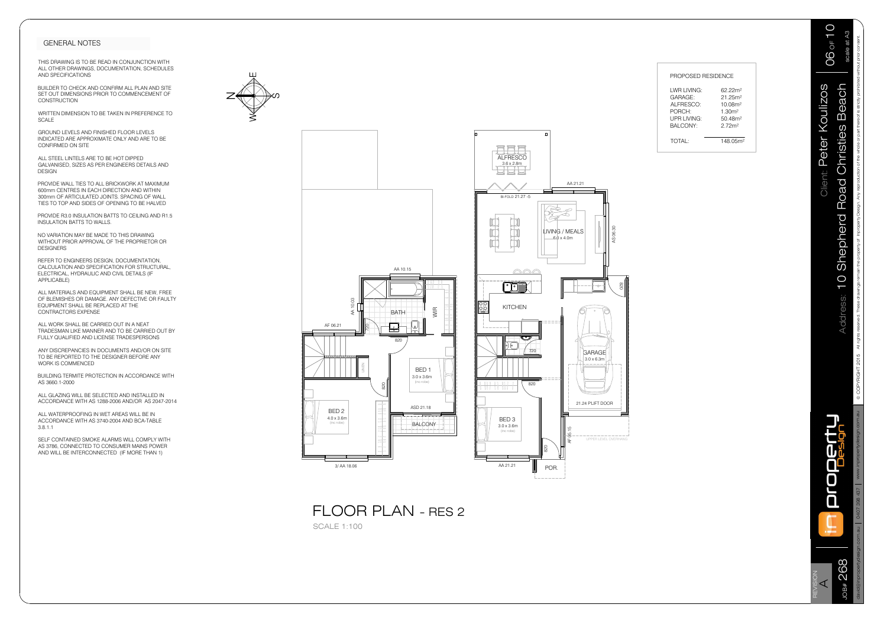## GENERAL NOTES

THIS DRAWING IS TO BE READ IN CONJUNCTION WITH ALL OTHER DRAWINGS, DOCUMENTATION, SCHEDULES AND SPECIFICATIONS

BUILDER TO CHECK AND CONFIRM ALL PLAN AND SITE SET OUT DIMENSIONS PRIOR TO COMMENCEMENT OF CONSTRUCTION

WRITTEN DIMENSION TO BE TAKEN IN PREFERENCE TO SCALE

GROUND LEVELS AND FINISHED FLOOR LEVELS INDICATED ARE APPROXIMATE ONLY AND ARE TO BE CONFIRMED ON SITE

ALL STEEL LINTELS ARE TO BE HOT DIPPED GALVANISED, SIZES AS PER ENGINEERS DETAILS AND DESIGN

PROVIDE WALL TIES TO ALL BRICKWORK AT MAXIMUM 600mm CENTRES IN EACH DIRECTION AND WITHIN 300mm OF ARTICULATED JOINTS. SPACING OF WALL TIES TO TOP AND SIDES OF OPENING TO BE HALVED

PROVIDE R3.0 INSULATION BATTS TO CEILING AND R1.5 INSULATION BATTS TO WALLS.

NO VARIATION MAY BE MADE TO THIS DRAWING WITHOUT PRIOR APPROVAL OF THE PROPRIETOR OR DESIGNERS

REFER TO ENGINEERS DESIGN, DOCUMENTATION, CALCULATION AND SPECIFICATION FOR STRUCTURAL, ELECTRICAL, HYDRAULIC AND CIVIL DETAILS (IF APPLICABLE)

ALL MATERIALS AND EQUIPMENT SHALL BE NEW, FREE OF BLEMISHES OR DAMAGE. ANY DEFECTIVE OR FAULTY EQUIPMENT SHALL BE REPLACED AT THE CONTRACTORS EXPENSE

ALL WORK SHALL BE CARRIED OUT IN A NEAT TRADESMAN LIKE MANNER AND TO BE CARRIED OUT BY FULLY QUALIFIED AND LICENSE TRADESPERSONS

ANY DISCREPANCIES IN DOCUMENTS AND/OR ON SITE TO BE REPORTED TO THE DESIGNER BEFORE ANY WORK IS COMMENCED

BUILDING TERMITE PROTECTION IN ACCORDANCE WITH AS 3660.1-2000

ALL GLAZING WILL BE SELECTED AND INSTALLED IN ACCORDANCE WITH AS 1288-2006 AND/OR AS 2047-2014

ALL WATERPROOFING IN WET AREAS WILL BE IN ACCORDANCE WITH AS 3740-2004 AND BCA-TABLE 3.8.1.1

SELF CONTAINED SMOKE ALARMS WILL COMPLY WITH AS 3786, CONNECTED TO CONSUMER MAINS POWER AND WILL BE INTERCONNECTED (IF MORE THAN 1)

N S E W

ALFRESCO 3.6 x 2.8m

AA 21.21

BI-FOLD 21.27 -5

LIVING / MEALS 6.0 x 4.0m

AS 06.30

AA 10.15

AA 10.03

BATH

WIR

AF 06.21

720

820

KITCHEN

720

GARAGE 3.0 x 6.3m

BED 1 3.0 x 3.6m (inc robe)

820

820

ASD 21.18

21.24 PLIFT DOOR

BED 2 4.0 x 3.6m (inc robe)

BALCONY

BED 3 3.0 x 3.6m (inc robe)

AF 05.15

UPPER LEVEL OVERHANG

820

820

3/ AA 18.06

AA 21.21

POR.

# FLOOR PLAN - RES 2

SCALE 1:100

| PROPOSED RESIDENCE | |
|---|---|
| LWR LIVING: | 62.22m² |
| GARAGE: | 21.25m² |
| ALFRESCO: | 10.08m² |
| PORCH: | 1.30m² |
| UPR LIVING: | 50.48m² |
| BALCONY: | 2.72m² |
| TOTAL: | 148.05m² |

Client: Peter Koulizos

Address: 10 Shepherd Road Christies Beach

scale at A3

© COPYRIGHT 2015 All rights reserved. These drawings remain the property of Improperty Design. Any reproduction of the whole or part thereof is strictly prohibited without prior consent.

improperty Design

REVISION A

JOB# 268

david@impropertydesign.com.au | 0407 358 437 | www.impropertydesign.com.au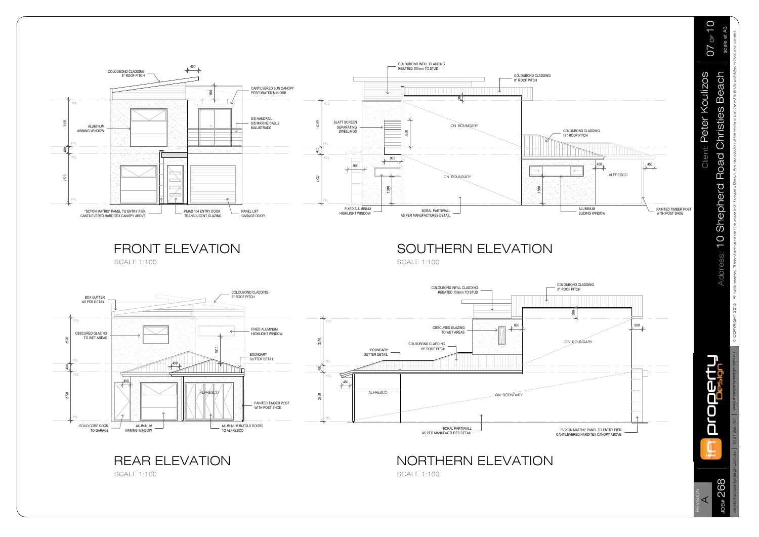## FRONT ELEVATION

SCALE 1:100

- COLOUBOND CLADDING 8° ROOF PITCH
- 600
- 800
- CANTILEVERED SUN CANOPY PERFORATED MINIORB
- FCL
- 2570
- ALUMINUM AWNING WINDOW
- S/S HANDRAIL S/S MARINE CABLE BALUSTRADE
- FFL
- 400
- FCL
- 2720
- FFL
- "SCYON MATRIX" PANEL TO ENTRY PIER CANTILEVERED HARDITEX CANOPY ABOVE
- PMAD 104 ENTRY DOOR TRANSLUCENT GLAZING
- PANEL LIFT GARAGE DOOR

## SOUTHERN ELEVATION

SCALE 1:100

- COLOUBOND INFILL CLADDING REBATED 100mm TO STUD
- COLOUBOND CLADDING 8° ROOF PITCH
- 200
- FCL
- 2570
- SLATT SCREEN SEPARATING DWELLINGS
- 1500
- ON BOUNDARY
- COLOUBOND CLADDING 18° ROOF PITCH
- FFL
- 400
- FCL
- 900
- 900
- 450
- 450
- 2720
- ON BOUNDARY
- ALFRESCO
- 1500
- 1500
- FFL
- FIXED ALUMINUM HIGHLIGHT WINDOW
- BORAL PARTIWALL AS PER MANUFACTURES DETAIL
- ALUMINUM SLIDING WINDOW
- PAINTED TIMBER POST WITH POST SHOE

## REAR ELEVATION

SCALE 1:100

- BOX GUTTER AS PER DETAIL
- COLOUBOND CLADDING 8° ROOF PITCH
- FCL
- OBSCURED GLAZING TO WET AREAS
- 2570
- FIXED ALUMINUM HIGHLIGHT WINDOW
- 1500
- BOUNDARY GUTTER DETAIL
- FFL
- 400
- FCL
- 450
- 450
- 2720
- ALFRESCO
- PAINTED TIMBER POST WITH POST SHOE
- FFL
- SOLID CORE DOOR TO GARAGE
- ALUMINUM AWNING WINDOW
- ALUMINUM BI-FOLD DOORS TO ALFRESCO

## NORTHERN ELEVATION

SCALE 1:100

- COLOUBOND INFILL CLADDING REBATED 100mm TO STUD
- COLOUBOND CLADDING 8° ROOF PITCH
- 800
- FCL
- OBSCURED GLAZING TO WET AREAS
- 600
- 600
- 2570
- COLOUBOND CLADDING 18° ROOF PITCH
- ON BOUNDARY
- BOUNDARY GUTTER DETAIL
- FFL
- 400
- FCL
- 450
- 2720
- ALFRESCO
- ON BOUNDARY
- FFL
- BORAL PARTIWALL AS PER MANUFACTURES DETAIL
- "SCYON MATRIX" PANEL TO ENTRY PIER CANTILEVERED HARDITEX CANOPY ABOVE

---

Client: Peter Koulizos

Address: 10 Shepherd Road Christies Beach

scale at A3

© COPYRIGHT 2015 All rights reserved. These drawings remain the property of Inproperty Design. Any reproduction of the whole or part thereof is strictly prohibited without prior consent.

inproperty Design

david@inpropertydesign.com.au | 0407 556 437 | www.inpropertydesign.com.au

REVISION A

JOB# 268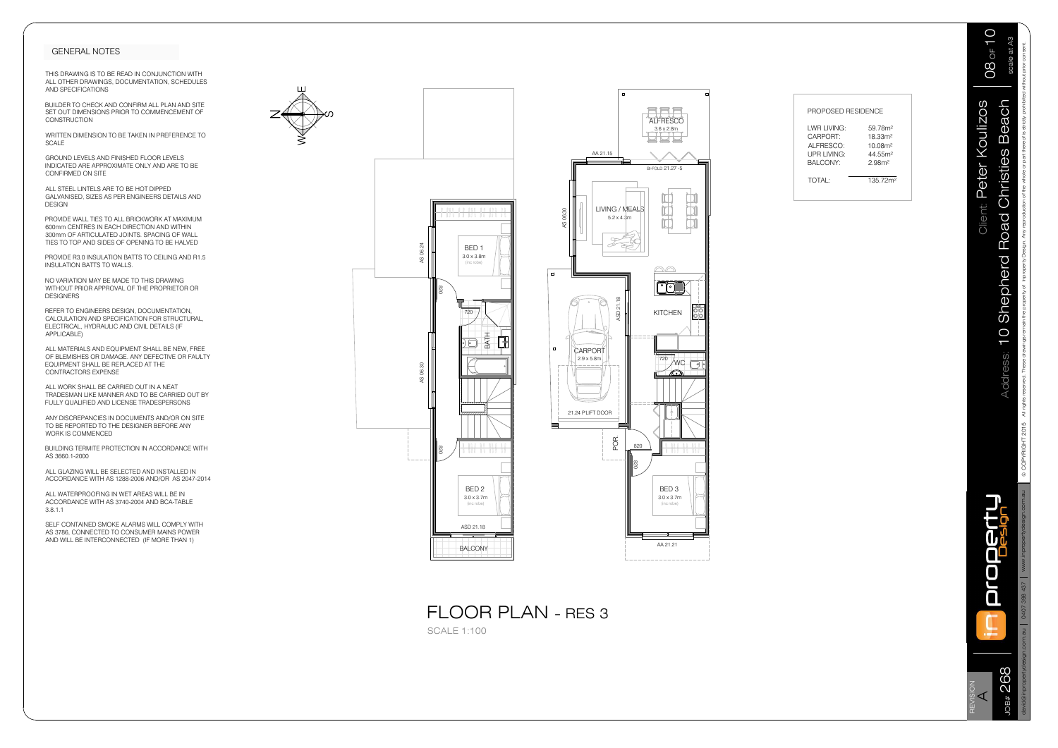## GENERAL NOTES

THIS DRAWING IS TO BE READ IN CONJUNCTION WITH ALL OTHER DRAWINGS, DOCUMENTATION, SCHEDULES AND SPECIFICATIONS

BUILDER TO CHECK AND CONFIRM ALL PLAN AND SITE SET OUT DIMENSIONS PRIOR TO COMMENCEMENT OF CONSTRUCTION

WRITTEN DIMENSION TO BE TAKEN IN PREFERENCE TO SCALE

GROUND LEVELS AND FINISHED FLOOR LEVELS INDICATED ARE APPROXIMATE ONLY AND ARE TO BE CONFIRMED ON SITE

ALL STEEL LINTELS ARE TO BE HOT DIPPED GALVANISED, SIZES AS PER ENGINEERS DETAILS AND DESIGN

PROVIDE WALL TIES TO ALL BRICKWORK AT MAXIMUM 600mm CENTRES IN EACH DIRECTION AND WITHIN 300mm OF ARTICULATED JOINTS. SPACING OF WALL TIES TO TOP AND SIDES OF OPENING TO BE HALVED

PROVIDE R3.0 INSULATION BATTS TO CEILING AND R1.5 INSULATION BATTS TO WALLS.

NO VARIATION MAY BE MADE TO THIS DRAWING WITHOUT PRIOR APPROVAL OF THE PROPRIETOR OR DESIGNERS

REFER TO ENGINEERS DESIGN, DOCUMENTATION, CALCULATION AND SPECIFICATION FOR STRUCTURAL, ELECTRICAL, HYDRAULIC AND CIVIL DETAILS (IF APPLICABLE)

ALL MATERIALS AND EQUIPMENT SHALL BE NEW, FREE OF BLEMISHES OR DAMAGE. ANY DEFECTIVE OR FAULTY EQUIPMENT SHALL BE REPLACED AT THE CONTRACTORS EXPENSE

ALL WORK SHALL BE CARRIED OUT IN A NEAT TRADESMAN LIKE MANNER AND TO BE CARRIED OUT BY FULLY QUALIFIED AND LICENSE TRADESPERSONS

ANY DISCREPANCIES IN DOCUMENTS AND/OR ON SITE TO BE REPORTED TO THE DESIGNER BEFORE ANY WORK IS COMMENCED

BUILDING TERMITE PROTECTION IN ACCORDANCE WITH AS 3660.1-2000

ALL GLAZING WILL BE SELECTED AND INSTALLED IN ACCORDANCE WITH AS 1288-2006 AND/OR AS 2047-2014

ALL WATERPROOFING IN WET AREAS WILL BE IN ACCORDANCE WITH AS 3740-2004 AND BCA-TABLE 3.8.1.1

SELF CONTAINED SMOKE ALARMS WILL COMPLY WITH AS 3786, CONNECTED TO CONSUMER MAINS POWER AND WILL BE INTERCONNECTED (IF MORE THAN 1)

BED 1 3.0 x 3.8m (inc robe)
BATH
BED 2 3.0 x 3.7m (inc robe)
BALCONY
ALFRESCO 3.6 x 2.8m
LIVING / MEALS 5.2 x 4.3m
KITCHEN
WC
CARPORT 2.9 x 5.8m
21.24 P.LIFT DOOR
POR.
BED 3 3.0 x 3.7m (inc robe)
AS 06.24, AS 06.30, ASD 21.18, AA 21.15, BI-FOLD 21.27 -5, AA 21.21

| PROPOSED RESIDENCE | |
|---|---|
| LWR LIVING: | 59.78m² |
| CARPORT: | 18.33m² |
| ALFRESCO: | 10.08m² |
| UPR LIVING: | 44.55m² |
| BALCONY: | 2.98m² |
| TOTAL: | 135.72m² |

# FLOOR PLAN - RES 3

SCALE 1:100

Client: Peter Koulizos

Address: 10 Shepherd Road Christies Beach

scale at A3

REVISION A

JOB# 268

improperty Design

david@improperydesign.com.au | 0407 358 437 | www.improperydesign.com.au

© COPYRIGHT 2015 All rights reserved. These drawings remain the property of Improperty Design. Any reproduction of the whole or part thereof is strictly prohibited without prior consent.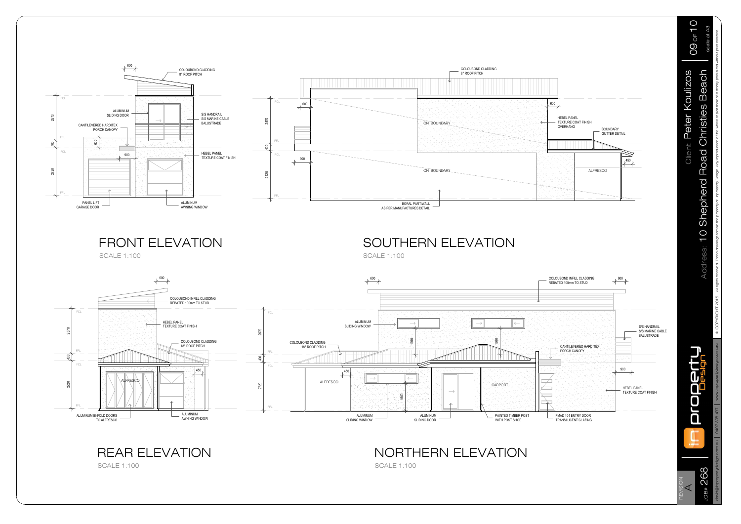## FRONT ELEVATION

SCALE 1:100

- 600
- COLOUBOND CLADDING 8° ROOF PITCH
- FCL
- 2570
- ALUMINUM SLIDING DOOR
- S/S HANDRAIL S/S MARINE CABLE BALUSTRADE
- CANTILEVERED HARDITEX PORCH CANOPY
- FFL
- 400
- 600
- FCL
- 900
- HEBEL PANEL TEXTURE COAT FINISH
- 2720
- FFL
- PANEL LIFT GARAGE DOOR
- ALUMINUM AWNING WINDOW

## SOUTHERN ELEVATION

SCALE 1:100

- COLOUBOND CLADDING 8° ROOF PITCH
- FCL
- 600
- 600
- 2570
- ON BOUNDARY
- HEBEL PANEL TEXTURE COAT FINISH OVERHANG
- BOUNDARY GUTTER DETAIL
- FFL
- 400
- FCL
- 900
- 450
- ON BOUNDARY
- ALFRESCO
- 2720
- FFL
- BORAL PARTIWALL AS PER MANUFACTURES DETAIL

## REAR ELEVATION

SCALE 1:100

- 600
- COLOUBOND INFILL CLADDING REBATED 100mm TO STUD
- FCL
- HEBEL PANEL TEXTURE COAT FINISH
- 2570
- COLOUBOND CLADDING 18° ROOF PITCH
- FFL
- 400
- FCL
- 450
- ALFRESCO
- 2720
- FFL
- ALUMINUM BI-FOLD DOORS TO ALFRESCO
- ALUMINUM AWNING WINDOW

## NORTHERN ELEVATION

SCALE 1:100

- 600
- COLOUBOND INFILL CLADDING REBATED 100mm TO STUD
- 600
- FCL
- ALUMINUM SLIDING WINDOW
- 2570
- 1500
- 1500
- S/S HANDRAIL S/S MARINE CABLE BALUSTRADE
- COLOUBOND CLADDING 18° ROOF PITCH
- CANTILEVERED HARDITEX PORCH CANOPY
- FFL
- 400
- FCL
- 450
- 900
- ALFRESCO
- CARPORT
- 2720
- HEBEL PANEL TEXTURE COAT FINISH
- 1500
- FFL
- ALUMINUM SLIDING WINDOW
- ALUMINUM SLIDING DOOR
- PAINTED TIMBER POST WITH POST SHOE
- PMAD 104 ENTRY DOOR TRANSLUCENT GLAZING

---

Client: Peter Koulizos

Address: 10 Shepherd Road Christies Beach

scale at A3

© COPYRIGHT 2015 All rights reserved. These drawings remain the property of Improperty Design. Any reproduction of the whole or part thereof is strictly prohibited without prior consent.

improperty Design

david@improperydesign.com.au | 0407 356 437 | www.improperydesign.com.au

REVISION A

JOB# 268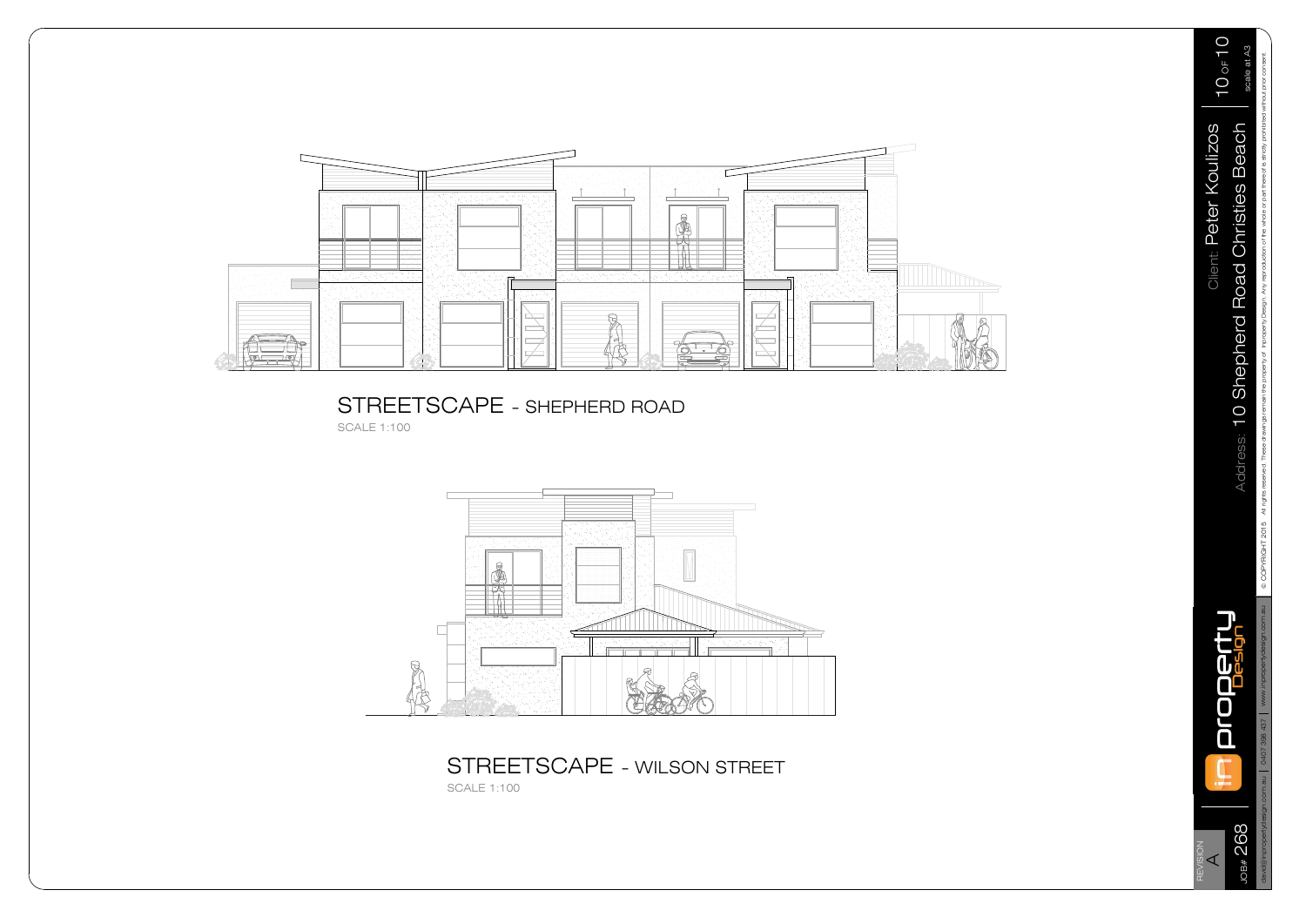## STREETSCAPE - SHEPHERD ROAD

SCALE 1:100

## STREETSCAPE - WILSON STREET

SCALE 1:100

Client: Peter Koulizos

Address: 10 Shepherd Road Christies Beach

scale at A3

© COPYRIGHT 2015 All rights reserved. These drawings remain the property of Inproperty Design. Any reproduction of the whole or part thereof is strictly prohibited without prior consent.

inproperty Design

david@inpropertydesign.com.au | 0407 358 437 | www.inpropertydesign.com.au

REVISION A

JOB# 268